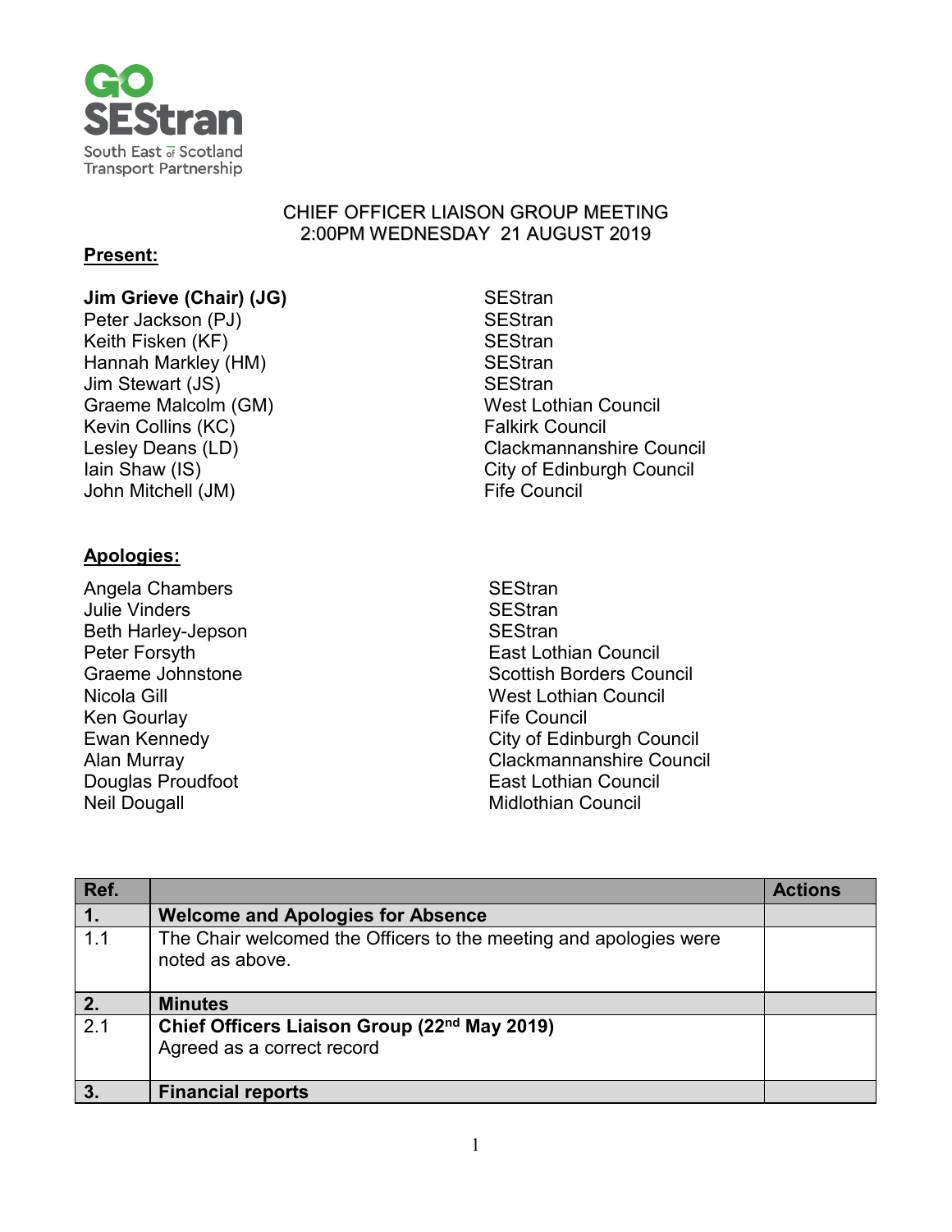GO SEStran
South East of Scotland Transport Partnership

# CHIEF OFFICER LIAISON GROUP MEETING
## 2:00PM WEDNESDAY 21 AUGUST 2019

**Present:**

| | |
|---|---|
| **Jim Grieve (Chair) (JG)** | SEStran |
| Peter Jackson (PJ) | SEStran |
| Keith Fisken (KF) | SEStran |
| Hannah Markley (HM) | SEStran |
| Jim Stewart (JS) | SEStran |
| Graeme Malcolm (GM) | West Lothian Council |
| Kevin Collins (KC) | Falkirk Council |
| Lesley Deans (LD) | Clackmannanshire Council |
| Iain Shaw (IS) | City of Edinburgh Council |
| John Mitchell (JM) | Fife Council |

**Apologies:**

| | |
|---|---|
| Angela Chambers | SEStran |
| Julie Vinders | SEStran |
| Beth Harley-Jepson | SEStran |
| Peter Forsyth | East Lothian Council |
| Graeme Johnstone | Scottish Borders Council |
| Nicola Gill | West Lothian Council |
| Ken Gourlay | Fife Council |
| Ewan Kennedy | City of Edinburgh Council |
| Alan Murray | Clackmannanshire Council |
| Douglas Proudfoot | East Lothian Council |
| Neil Dougall | Midlothian Council |

| Ref. | | Actions |
|---|---|---|
| **1.** | **Welcome and Apologies for Absence** | |
| 1.1 | The Chair welcomed the Officers to the meeting and apologies were noted as above. | |
| **2.** | **Minutes** | |
| 2.1 | **Chief Officers Liaison Group (22nd May 2019)**<br>Agreed as a correct record | |
| **3.** | **Financial reports** | |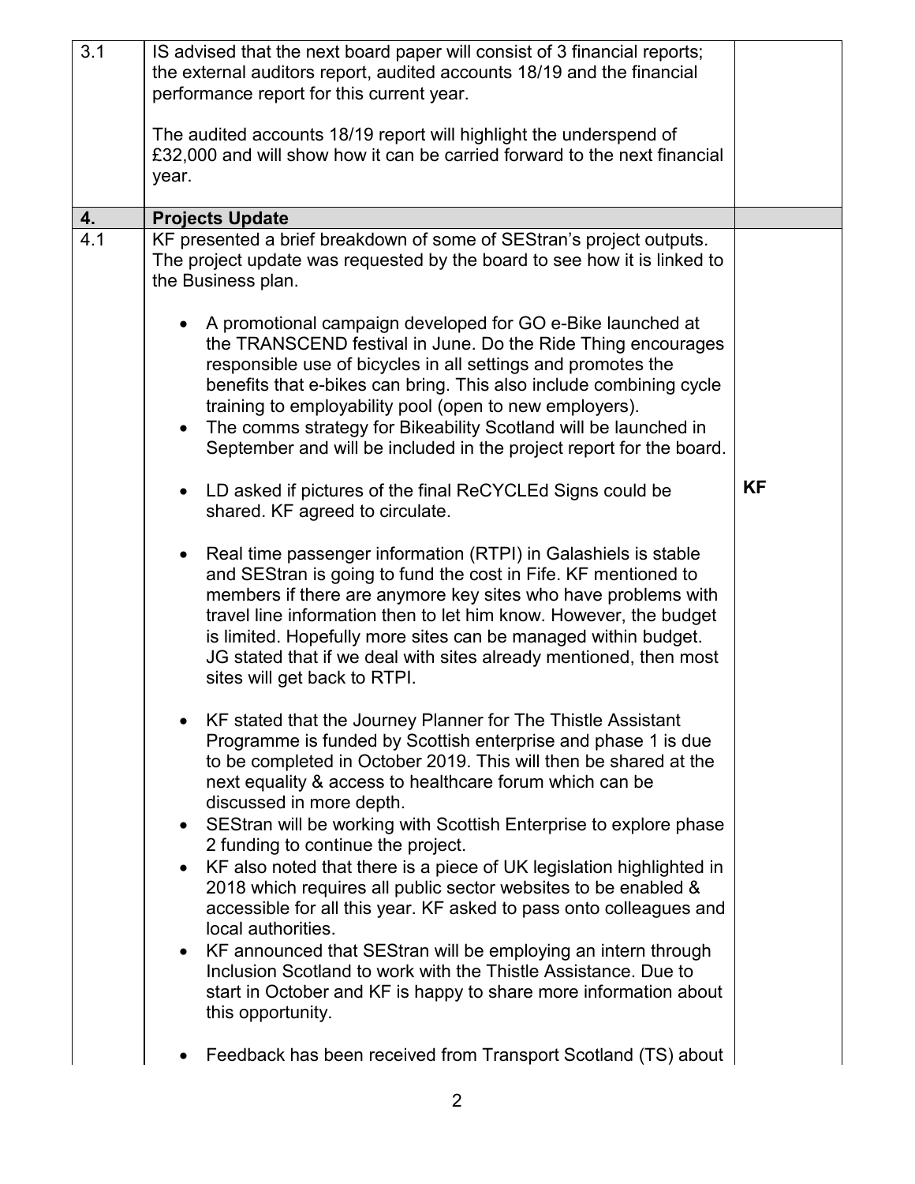| | | |
|---|---|---|
| 3.1 | IS advised that the next board paper will consist of 3 financial reports; the external auditors report, audited accounts 18/19 and the financial performance report for this current year.<br><br>The audited accounts 18/19 report will highlight the underspend of £32,000 and will show how it can be carried forward to the next financial year. | |
| **4.** | **Projects Update** | |
| 4.1 | KF presented a brief breakdown of some of SEStran's project outputs. The project update was requested by the board to see how it is linked to the Business plan.<br><br>• A promotional campaign developed for GO e-Bike launched at the TRANSCEND festival in June. Do the Ride Thing encourages responsible use of bicycles in all settings and promotes the benefits that e-bikes can bring. This also include combining cycle training to employability pool (open to new employers).<br>• The comms strategy for Bikeability Scotland will be launched in September and will be included in the project report for the board.<br><br>• LD asked if pictures of the final ReCYCLEd Signs could be shared. KF agreed to circulate.<br><br>• Real time passenger information (RTPI) in Galashiels is stable and SEStran is going to fund the cost in Fife. KF mentioned to members if there are anymore key sites who have problems with travel line information then to let him know. However, the budget is limited. Hopefully more sites can be managed within budget. JG stated that if we deal with sites already mentioned, then most sites will get back to RTPI.<br><br>• KF stated that the Journey Planner for The Thistle Assistant Programme is funded by Scottish enterprise and phase 1 is due to be completed in October 2019. This will then be shared at the next equality & access to healthcare forum which can be discussed in more depth.<br>• SEStran will be working with Scottish Enterprise to explore phase 2 funding to continue the project.<br>• KF also noted that there is a piece of UK legislation highlighted in 2018 which requires all public sector websites to be enabled & accessible for all this year. KF asked to pass onto colleagues and local authorities.<br>• KF announced that SEStran will be employing an intern through Inclusion Scotland to work with the Thistle Assistance. Due to start in October and KF is happy to share more information about this opportunity.<br><br>• Feedback has been received from Transport Scotland (TS) about | **KF** |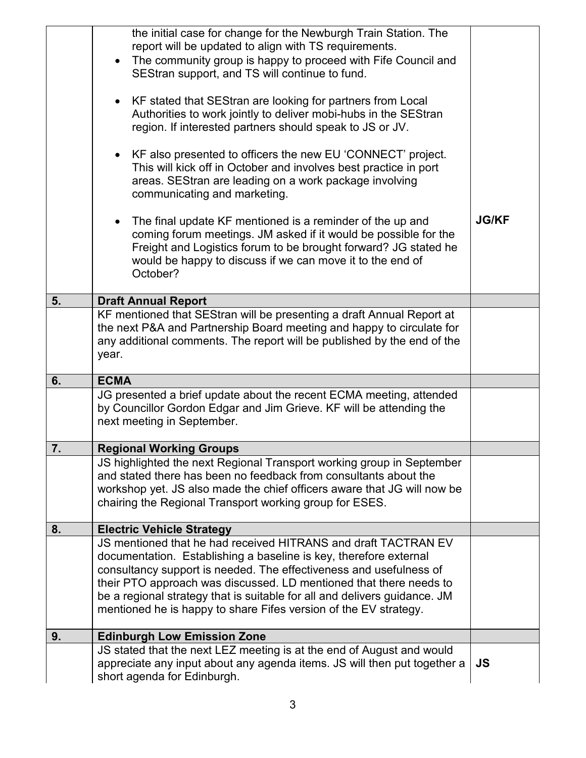| | | |
|---|---|---|
| | the initial case for change for the Newburgh Train Station. The report will be updated to align with TS requirements.<br>• The community group is happy to proceed with Fife Council and SEStran support, and TS will continue to fund.<br>• KF stated that SEStran are looking for partners from Local Authorities to work jointly to deliver mobi-hubs in the SEStran region. If interested partners should speak to JS or JV.<br>• KF also presented to officers the new EU 'CONNECT' project. This will kick off in October and involves best practice in port areas. SEStran are leading on a work package involving communicating and marketing.<br>• The final update KF mentioned is a reminder of the up and coming forum meetings. JM asked if it would be possible for the Freight and Logistics forum to be brought forward? JG stated he would be happy to discuss if we can move it to the end of October? | **JG/KF** |
| **5.** | **Draft Annual Report** | |
| | KF mentioned that SEStran will be presenting a draft Annual Report at the next P&A and Partnership Board meeting and happy to circulate for any additional comments. The report will be published by the end of the year. | |
| **6.** | **ECMA** | |
| | JG presented a brief update about the recent ECMA meeting, attended by Councillor Gordon Edgar and Jim Grieve. KF will be attending the next meeting in September. | |
| **7.** | **Regional Working Groups** | |
| | JS highlighted the next Regional Transport working group in September and stated there has been no feedback from consultants about the workshop yet. JS also made the chief officers aware that JG will now be chairing the Regional Transport working group for ESES. | |
| **8.** | **Electric Vehicle Strategy** | |
| | JS mentioned that he had received HITRANS and draft TACTRAN EV documentation. Establishing a baseline is key, therefore external consultancy support is needed. The effectiveness and usefulness of their PTO approach was discussed. LD mentioned that there needs to be a regional strategy that is suitable for all and delivers guidance. JM mentioned he is happy to share Fifes version of the EV strategy. | |
| **9.** | **Edinburgh Low Emission Zone** | |
| | JS stated that the next LEZ meeting is at the end of August and would appreciate any input about any agenda items. JS will then put together a short agenda for Edinburgh. | **JS** |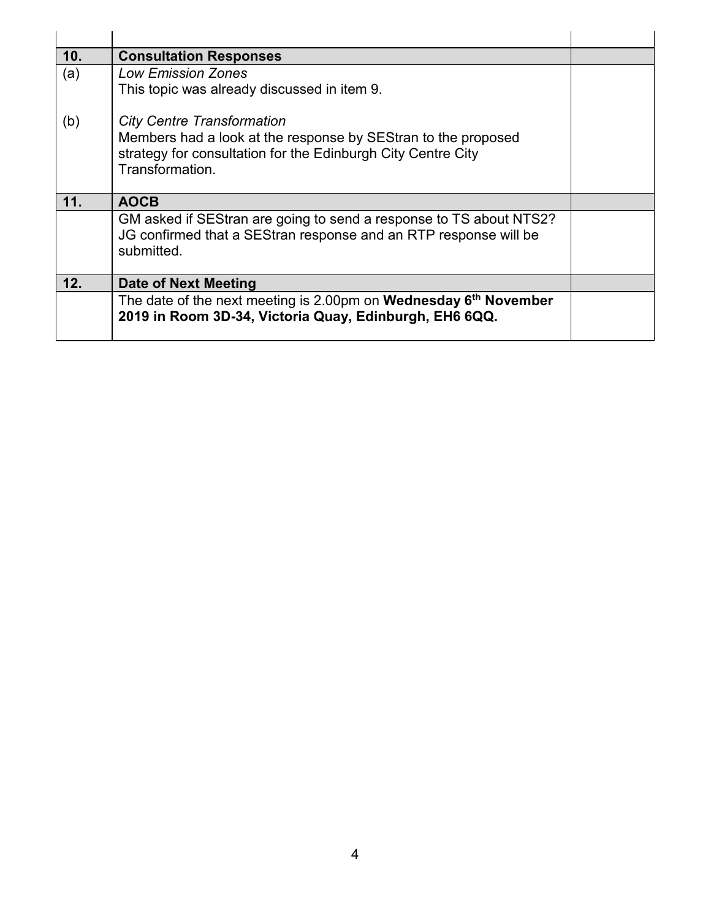| | | |
|---|---|---|
| **10.** | **Consultation Responses** | |
| (a)<br><br><br>(b) | *Low Emission Zones*<br>This topic was already discussed in item 9.<br><br>*City Centre Transformation*<br>Members had a look at the response by SEStran to the proposed strategy for consultation for the Edinburgh City Centre City Transformation. | |
| **11.** | **AOCB** | |
| | GM asked if SEStran are going to send a response to TS about NTS2? JG confirmed that a SEStran response and an RTP response will be submitted. | |
| **12.** | **Date of Next Meeting** | |
| | The date of the next meeting is 2.00pm on **Wednesday 6th November 2019 in Room 3D-34, Victoria Quay, Edinburgh, EH6 6QQ.** | |